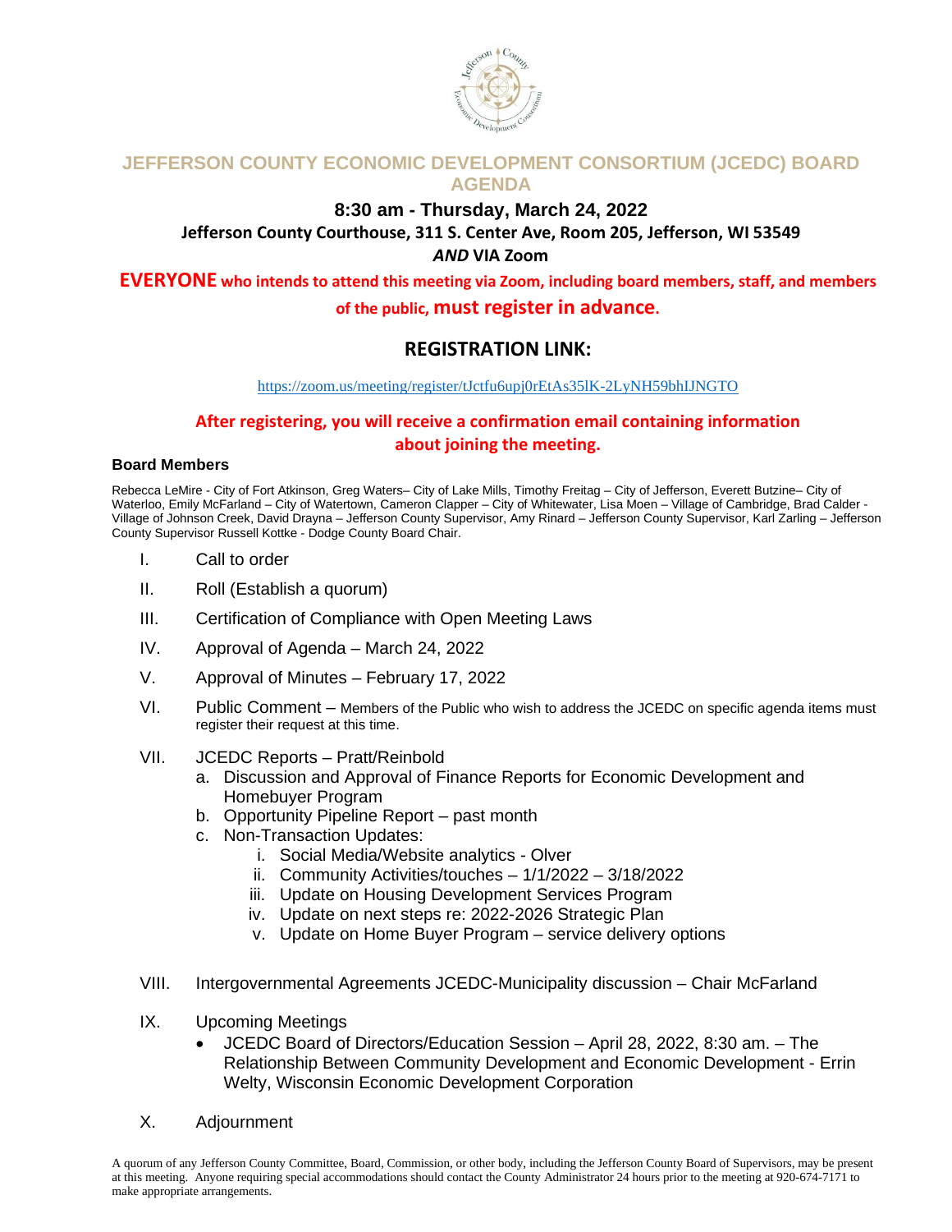# JEFFERSON COUNTY ECONOMIC DEVELOPMENT CONSORTIUM (JCEDC) BOARD AGENDA

**8:30 am - Thursday, March 24, 2022**

**Jefferson County Courthouse, 311 S. Center Ave, Room 205, Jefferson, WI 53549**

***AND* VIA Zoom**

**EVERYONE who intends to attend this meeting via Zoom, including board members, staff, and members of the public, must register in advance.**

## REGISTRATION LINK:

https://zoom.us/meeting/register/tJctfu6upj0rEtAs35lK-2LyNH59bhIJNGTO

**After registering, you will receive a confirmation email containing information about joining the meeting.**

### Board Members

Rebecca LeMire - City of Fort Atkinson, Greg Waters– City of Lake Mills, Timothy Freitag – City of Jefferson, Everett Butzine– City of Waterloo, Emily McFarland – City of Watertown, Cameron Clapper – City of Whitewater, Lisa Moen – Village of Cambridge, Brad Calder - Village of Johnson Creek, David Drayna – Jefferson County Supervisor, Amy Rinard – Jefferson County Supervisor, Karl Zarling – Jefferson County Supervisor Russell Kottke - Dodge County Board Chair.

I. Call to order

II. Roll (Establish a quorum)

III. Certification of Compliance with Open Meeting Laws

IV. Approval of Agenda – March 24, 2022

V. Approval of Minutes – February 17, 2022

VI. Public Comment – Members of the Public who wish to address the JCEDC on specific agenda items must register their request at this time.

VII. JCEDC Reports – Pratt/Reinbold
   a. Discussion and Approval of Finance Reports for Economic Development and Homebuyer Program
   b. Opportunity Pipeline Report – past month
   c. Non-Transaction Updates:
      i. Social Media/Website analytics - Olver
      ii. Community Activities/touches – 1/1/2022 – 3/18/2022
      iii. Update on Housing Development Services Program
      iv. Update on next steps re: 2022-2026 Strategic Plan
      v. Update on Home Buyer Program – service delivery options

VIII. Intergovernmental Agreements JCEDC-Municipality discussion – Chair McFarland

IX. Upcoming Meetings
   - JCEDC Board of Directors/Education Session – April 28, 2022, 8:30 am. – The Relationship Between Community Development and Economic Development - Errin Welty, Wisconsin Economic Development Corporation

X. Adjournment

A quorum of any Jefferson County Committee, Board, Commission, or other body, including the Jefferson County Board of Supervisors, may be present at this meeting. Anyone requiring special accommodations should contact the County Administrator 24 hours prior to the meeting at 920-674-7171 to make appropriate arrangements.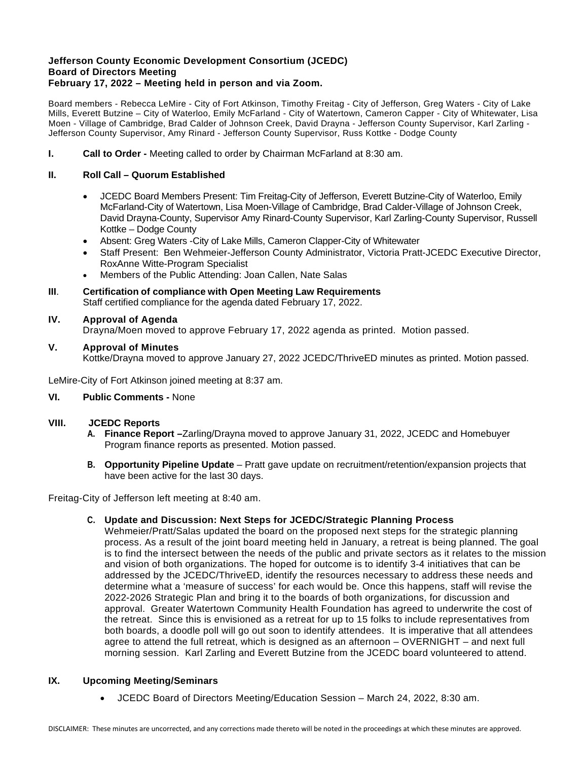**Jefferson County Economic Development Consortium (JCEDC)**
**Board of Directors Meeting**
**February 17, 2022 – Meeting held in person and via Zoom.**

Board members - Rebecca LeMire - City of Fort Atkinson, Timothy Freitag - City of Jefferson, Greg Waters - City of Lake Mills, Everett Butzine – City of Waterloo, Emily McFarland - City of Watertown, Cameron Capper - City of Whitewater, Lisa Moen - Village of Cambridge, Brad Calder of Johnson Creek, David Drayna - Jefferson County Supervisor, Karl Zarling - Jefferson County Supervisor, Amy Rinard - Jefferson County Supervisor, Russ Kottke - Dodge County

**I. Call to Order -** Meeting called to order by Chairman McFarland at 8:30 am.

**II. Roll Call – Quorum Established**

- JCEDC Board Members Present: Tim Freitag-City of Jefferson, Everett Butzine-City of Waterloo, Emily McFarland-City of Watertown, Lisa Moen-Village of Cambridge, Brad Calder-Village of Johnson Creek, David Drayna-County, Supervisor Amy Rinard-County Supervisor, Karl Zarling-County Supervisor, Russell Kottke – Dodge County
- Absent: Greg Waters -City of Lake Mills, Cameron Clapper-City of Whitewater
- Staff Present: Ben Wehmeier-Jefferson County Administrator, Victoria Pratt-JCEDC Executive Director, RoxAnne Witte-Program Specialist
- Members of the Public Attending: Joan Callen, Nate Salas

**III. Certification of compliance with Open Meeting Law Requirements**
Staff certified compliance for the agenda dated February 17, 2022.

**IV. Approval of Agenda**
Drayna/Moen moved to approve February 17, 2022 agenda as printed. Motion passed.

**V. Approval of Minutes**
Kottke/Drayna moved to approve January 27, 2022 JCEDC/ThriveED minutes as printed. Motion passed.

LeMire-City of Fort Atkinson joined meeting at 8:37 am.

**VI. Public Comments -** None

**VIII. JCEDC Reports**

**A. Finance Report –**Zarling/Drayna moved to approve January 31, 2022, JCEDC and Homebuyer Program finance reports as presented. Motion passed.

**B. Opportunity Pipeline Update** – Pratt gave update on recruitment/retention/expansion projects that have been active for the last 30 days.

Freitag-City of Jefferson left meeting at 8:40 am.

**C. Update and Discussion: Next Steps for JCEDC/Strategic Planning Process**
Wehmeier/Pratt/Salas updated the board on the proposed next steps for the strategic planning process. As a result of the joint board meeting held in January, a retreat is being planned. The goal is to find the intersect between the needs of the public and private sectors as it relates to the mission and vision of both organizations. The hoped for outcome is to identify 3-4 initiatives that can be addressed by the JCEDC/ThriveED, identify the resources necessary to address these needs and determine what a 'measure of success' for each would be. Once this happens, staff will revise the 2022-2026 Strategic Plan and bring it to the boards of both organizations, for discussion and approval. Greater Watertown Community Health Foundation has agreed to underwrite the cost of the retreat. Since this is envisioned as a retreat for up to 15 folks to include representatives from both boards, a doodle poll will go out soon to identify attendees. It is imperative that all attendees agree to attend the full retreat, which is designed as an afternoon – OVERNIGHT – and next full morning session. Karl Zarling and Everett Butzine from the JCEDC board volunteered to attend.

**IX. Upcoming Meeting/Seminars**

- JCEDC Board of Directors Meeting/Education Session – March 24, 2022, 8:30 am.

DISCLAIMER: These minutes are uncorrected, and any corrections made thereto will be noted in the proceedings at which these minutes are approved.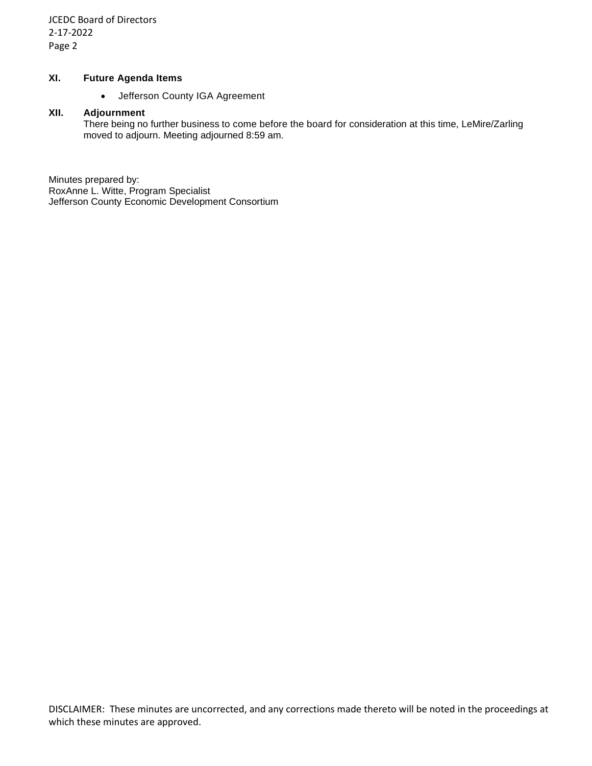### XI. Future Agenda Items

- Jefferson County IGA Agreement

### XII. Adjournment

There being no further business to come before the board for consideration at this time, LeMire/Zarling moved to adjourn. Meeting adjourned 8:59 am.

Minutes prepared by:
RoxAnne L. Witte, Program Specialist
Jefferson County Economic Development Consortium

DISCLAIMER: These minutes are uncorrected, and any corrections made thereto will be noted in the proceedings at which these minutes are approved.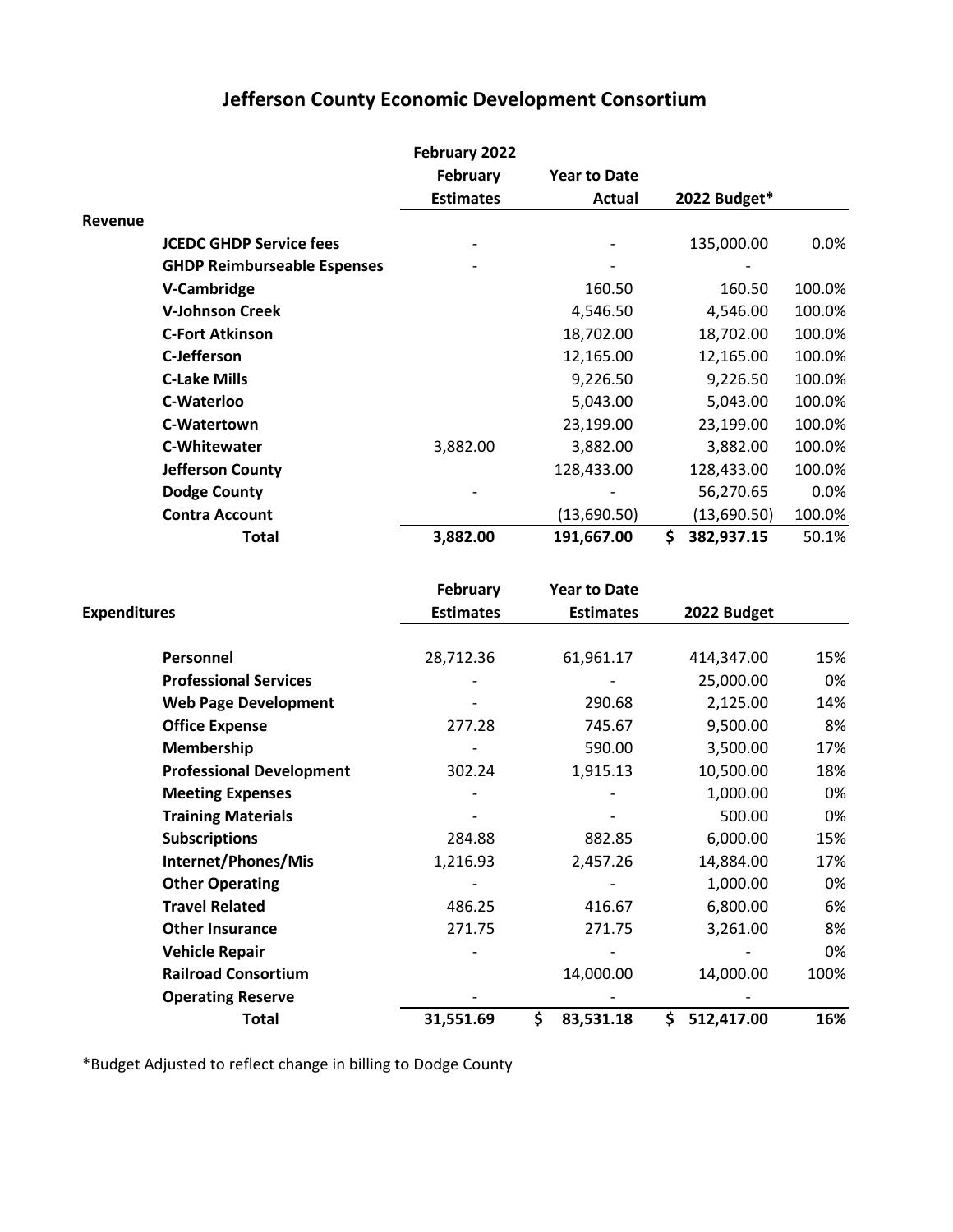# Jefferson County Economic Development Consortium

| | February 2022 | | | |
|---|---|---|---|---|
| | February Estimates | Year to Date Actual | 2022 Budget* | |
| **Revenue** | | | | |
| JCEDC GHDP Service fees | - | - | 135,000.00 | 0.0% |
| GHDP Reimburseable Espenses | - | - | - | |
| V-Cambridge | | 160.50 | 160.50 | 100.0% |
| V-Johnson Creek | | 4,546.50 | 4,546.00 | 100.0% |
| C-Fort Atkinson | | 18,702.00 | 18,702.00 | 100.0% |
| C-Jefferson | | 12,165.00 | 12,165.00 | 100.0% |
| C-Lake Mills | | 9,226.50 | 9,226.50 | 100.0% |
| C-Waterloo | | 5,043.00 | 5,043.00 | 100.0% |
| C-Watertown | | 23,199.00 | 23,199.00 | 100.0% |
| C-Whitewater | 3,882.00 | 3,882.00 | 3,882.00 | 100.0% |
| Jefferson County | | 128,433.00 | 128,433.00 | 100.0% |
| Dodge County | - | - | 56,270.65 | 0.0% |
| Contra Account | | (13,690.50) | (13,690.50) | 100.0% |
| **Total** | **3,882.00** | **191,667.00** | **$ 382,937.15** | 50.1% |

| **Expenditures** | February Estimates | Year to Date Estimates | 2022 Budget | |
|---|---|---|---|---|
| Personnel | 28,712.36 | 61,961.17 | 414,347.00 | 15% |
| Professional Services | - | - | 25,000.00 | 0% |
| Web Page Development | - | 290.68 | 2,125.00 | 14% |
| Office Expense | 277.28 | 745.67 | 9,500.00 | 8% |
| Membership | - | 590.00 | 3,500.00 | 17% |
| Professional Development | 302.24 | 1,915.13 | 10,500.00 | 18% |
| Meeting Expenses | - | - | 1,000.00 | 0% |
| Training Materials | - | - | 500.00 | 0% |
| Subscriptions | 284.88 | 882.85 | 6,000.00 | 15% |
| Internet/Phones/Mis | 1,216.93 | 2,457.26 | 14,884.00 | 17% |
| Other Operating | - | - | 1,000.00 | 0% |
| Travel Related | 486.25 | 416.67 | 6,800.00 | 6% |
| Other Insurance | 271.75 | 271.75 | 3,261.00 | 8% |
| Vehicle Repair | - | - | - | 0% |
| Railroad Consortium | | 14,000.00 | 14,000.00 | 100% |
| Operating Reserve | - | - | - | |
| **Total** | **31,551.69** | **$ 83,531.18** | **$ 512,417.00** | **16%** |

*Budget Adjusted to reflect change in billing to Dodge County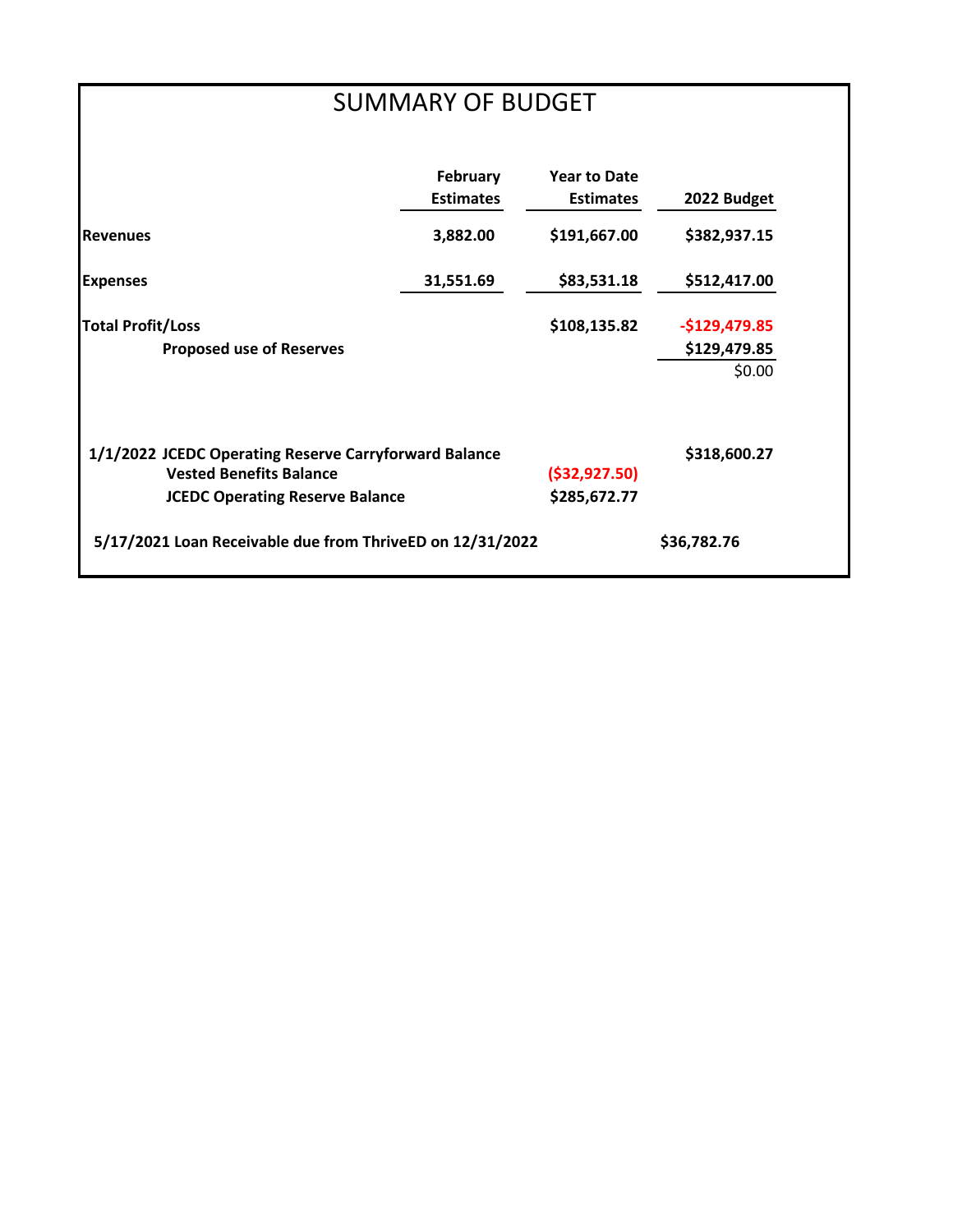# SUMMARY OF BUDGET

| | February Estimates | Year to Date Estimates | 2022 Budget |
|---|---|---|---|
| **Revenues** | 3,882.00 | $191,667.00 | $382,937.15 |
| **Expenses** | 31,551.69 | $83,531.18 | $512,417.00 |
| **Total Profit/Loss** | | $108,135.82 | -$129,479.85 |
| **Proposed use of Reserves** | | | $129,479.85 |
| | | | $0.00 |
| **1/1/2022 JCEDC Operating Reserve Carryforward Balance** | | | $318,600.27 |
| **Vested Benefits Balance** | | ($32,927.50) | |
| **JCEDC Operating Reserve Balance** | | $285,672.77 | |
| **5/17/2021 Loan Receivable due from ThriveED on 12/31/2022** | | | $36,782.76 |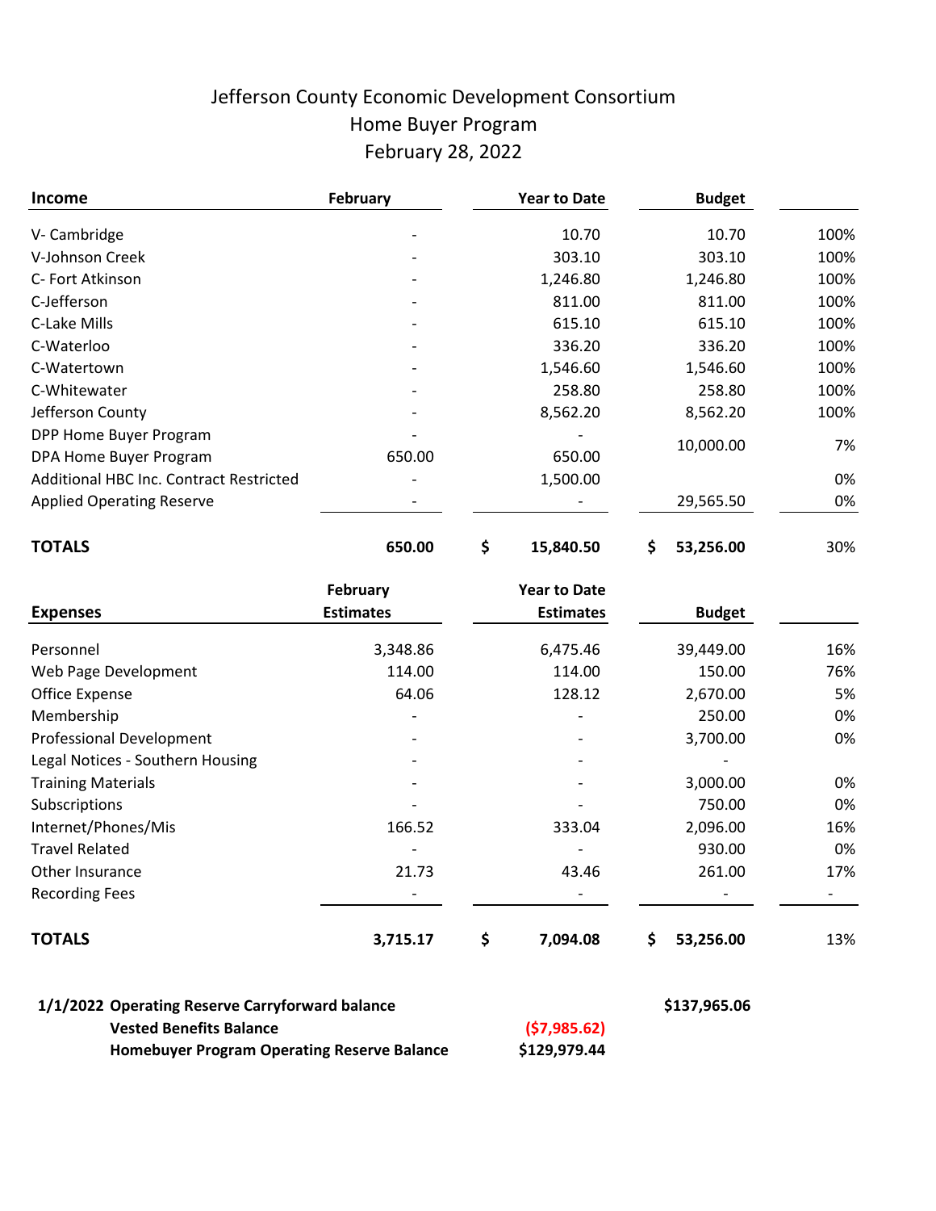# Jefferson County Economic Development Consortium
## Home Buyer Program
### February 28, 2022

| Income | February | Year to Date | Budget | |
|---|---|---|---|---|
| V- Cambridge | - | 10.70 | 10.70 | 100% |
| V-Johnson Creek | - | 303.10 | 303.10 | 100% |
| C- Fort Atkinson | - | 1,246.80 | 1,246.80 | 100% |
| C-Jefferson | - | 811.00 | 811.00 | 100% |
| C-Lake Mills | - | 615.10 | 615.10 | 100% |
| C-Waterloo | - | 336.20 | 336.20 | 100% |
| C-Watertown | - | 1,546.60 | 1,546.60 | 100% |
| C-Whitewater | - | 258.80 | 258.80 | 100% |
| Jefferson County | - | 8,562.20 | 8,562.20 | 100% |
| DPP Home Buyer Program | - | - | 10,000.00 | 7% |
| DPA Home Buyer Program | 650.00 | 650.00 | | |
| Additional HBC Inc. Contract Restricted | - | 1,500.00 | | 0% |
| Applied Operating Reserve | - | - | 29,565.50 | 0% |
| **TOTALS** | **650.00** | **$ 15,840.50** | **$ 53,256.00** | 30% |

| Expenses | February Estimates | Year to Date Estimates | Budget | |
|---|---|---|---|---|
| Personnel | 3,348.86 | 6,475.46 | 39,449.00 | 16% |
| Web Page Development | 114.00 | 114.00 | 150.00 | 76% |
| Office Expense | 64.06 | 128.12 | 2,670.00 | 5% |
| Membership | - | - | 250.00 | 0% |
| Professional Development | - | - | 3,700.00 | 0% |
| Legal Notices - Southern Housing | - | - | - | |
| Training Materials | - | - | 3,000.00 | 0% |
| Subscriptions | - | - | 750.00 | 0% |
| Internet/Phones/Mis | 166.52 | 333.04 | 2,096.00 | 16% |
| Travel Related | - | - | 930.00 | 0% |
| Other Insurance | 21.73 | 43.46 | 261.00 | 17% |
| Recording Fees | - | - | - | - |
| **TOTALS** | **3,715.17** | **$ 7,094.08** | **$ 53,256.00** | 13% |

| | | |
|---|---|---|
| **1/1/2022 Operating Reserve Carryforward balance** | | **$137,965.06** |
| **Vested Benefits Balance** | **($7,985.62)** | |
| **Homebuyer Program Operating Reserve Balance** | **$129,979.44** | |